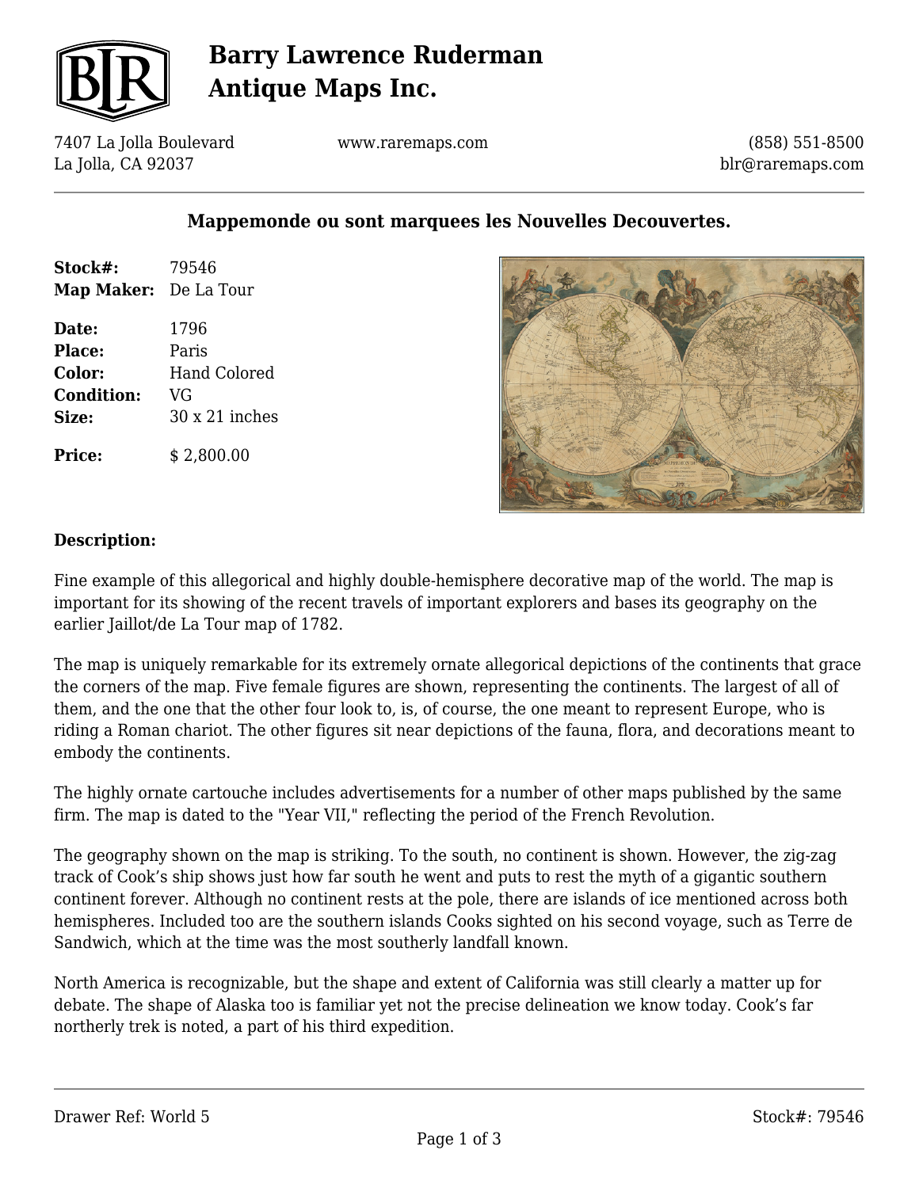# Barry Lawrence Ruderman Antique Maps Inc.

7407 La Jolla Boulevard
La Jolla, CA 92037

www.raremaps.com

(858) 551-8500
blr@raremaps.com

## Mappemonde ou sont marquees les Nouvelles Decouvertes.

**Stock#:** 79546
**Map Maker:** De La Tour

**Date:** 1796
**Place:** Paris
**Color:** Hand Colored
**Condition:** VG
**Size:** 30 x 21 inches

**Price:** $ 2,800.00

### Description:

Fine example of this allegorical and highly double-hemisphere decorative map of the world. The map is important for its showing of the recent travels of important explorers and bases its geography on the earlier Jaillot/de La Tour map of 1782.

The map is uniquely remarkable for its extremely ornate allegorical depictions of the continents that grace the corners of the map. Five female figures are shown, representing the continents. The largest of all of them, and the one that the other four look to, is, of course, the one meant to represent Europe, who is riding a Roman chariot. The other figures sit near depictions of the fauna, flora, and decorations meant to embody the continents.

The highly ornate cartouche includes advertisements for a number of other maps published by the same firm. The map is dated to the "Year VII," reflecting the period of the French Revolution.

The geography shown on the map is striking. To the south, no continent is shown. However, the zig-zag track of Cook's ship shows just how far south he went and puts to rest the myth of a gigantic southern continent forever. Although no continent rests at the pole, there are islands of ice mentioned across both hemispheres. Included too are the southern islands Cooks sighted on his second voyage, such as Terre de Sandwich, which at the time was the most southerly landfall known.

North America is recognizable, but the shape and extent of California was still clearly a matter up for debate. The shape of Alaska too is familiar yet not the precise delineation we know today. Cook's far northerly trek is noted, a part of his third expedition.

Drawer Ref: World 5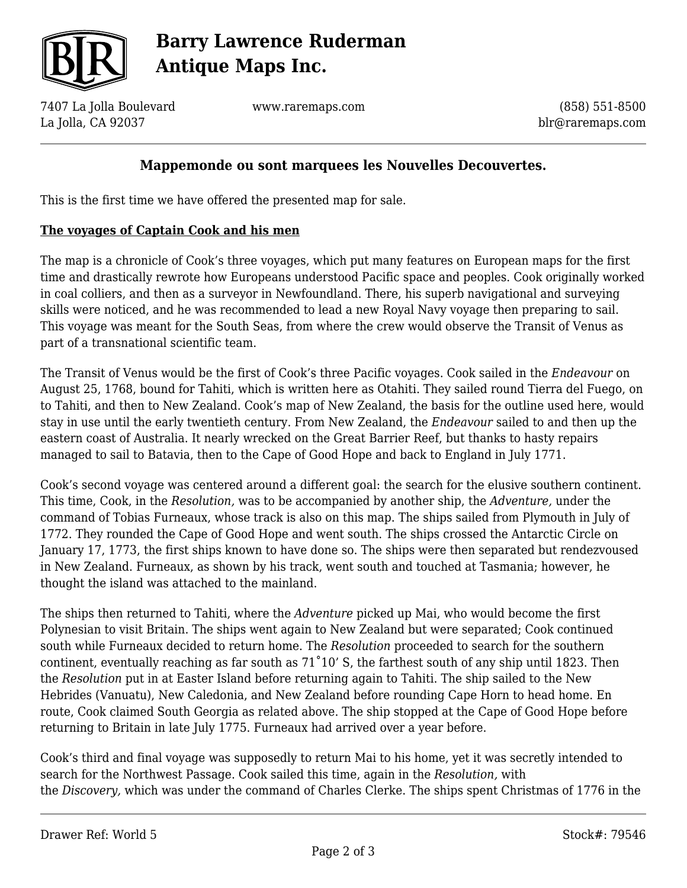## Mappemonde ou sont marquees les Nouvelles Decouvertes.

This is the first time we have offered the presented map for sale.

**The voyages of Captain Cook and his men**

The map is a chronicle of Cook's three voyages, which put many features on European maps for the first time and drastically rewrote how Europeans understood Pacific space and peoples. Cook originally worked in coal colliers, and then as a surveyor in Newfoundland. There, his superb navigational and surveying skills were noticed, and he was recommended to lead a new Royal Navy voyage then preparing to sail. This voyage was meant for the South Seas, from where the crew would observe the Transit of Venus as part of a transnational scientific team.

The Transit of Venus would be the first of Cook's three Pacific voyages. Cook sailed in the *Endeavour* on August 25, 1768, bound for Tahiti, which is written here as Otahiti. They sailed round Tierra del Fuego, on to Tahiti, and then to New Zealand. Cook's map of New Zealand, the basis for the outline used here, would stay in use until the early twentieth century. From New Zealand, the *Endeavour* sailed to and then up the eastern coast of Australia. It nearly wrecked on the Great Barrier Reef, but thanks to hasty repairs managed to sail to Batavia, then to the Cape of Good Hope and back to England in July 1771.

Cook's second voyage was centered around a different goal: the search for the elusive southern continent. This time, Cook, in the *Resolution,* was to be accompanied by another ship, the *Adventure,* under the command of Tobias Furneaux, whose track is also on this map. The ships sailed from Plymouth in July of 1772. They rounded the Cape of Good Hope and went south. The ships crossed the Antarctic Circle on January 17, 1773, the first ships known to have done so. The ships were then separated but rendezvoused in New Zealand. Furneaux, as shown by his track, went south and touched at Tasmania; however, he thought the island was attached to the mainland.

The ships then returned to Tahiti, where the *Adventure* picked up Mai, who would become the first Polynesian to visit Britain. The ships went again to New Zealand but were separated; Cook continued south while Furneaux decided to return home. The *Resolution* proceeded to search for the southern continent, eventually reaching as far south as 71˚10' S, the farthest south of any ship until 1823. Then the *Resolution* put in at Easter Island before returning again to Tahiti. The ship sailed to the New Hebrides (Vanuatu), New Caledonia, and New Zealand before rounding Cape Horn to head home. En route, Cook claimed South Georgia as related above. The ship stopped at the Cape of Good Hope before returning to Britain in late July 1775. Furneaux had arrived over a year before.

Cook's third and final voyage was supposedly to return Mai to his home, yet it was secretly intended to search for the Northwest Passage. Cook sailed this time, again in the *Resolution,* with the *Discovery,* which was under the command of Charles Clerke. The ships spent Christmas of 1776 in the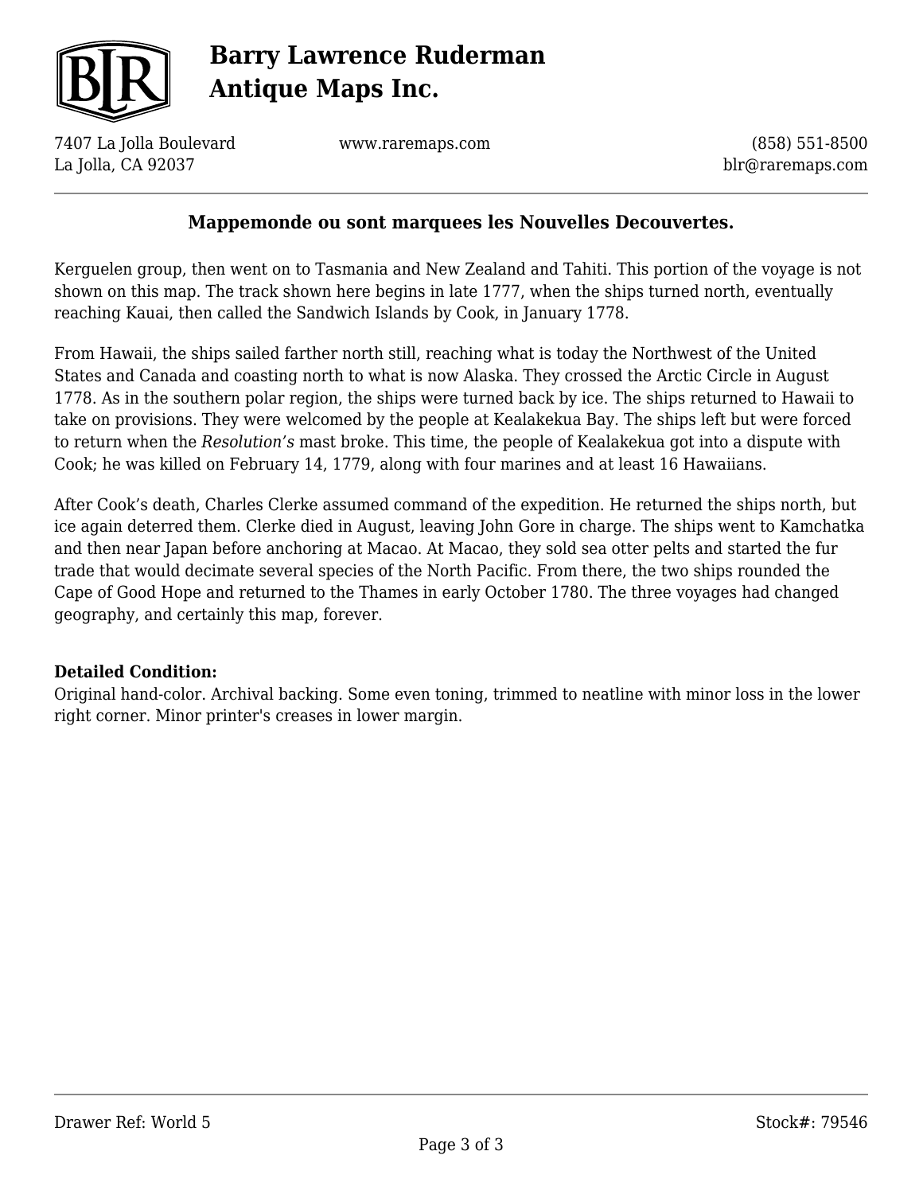## Mappemonde ou sont marquees les Nouvelles Decouvertes.

Kerguelen group, then went on to Tasmania and New Zealand and Tahiti. This portion of the voyage is not shown on this map. The track shown here begins in late 1777, when the ships turned north, eventually reaching Kauai, then called the Sandwich Islands by Cook, in January 1778.

From Hawaii, the ships sailed farther north still, reaching what is today the Northwest of the United States and Canada and coasting north to what is now Alaska. They crossed the Arctic Circle in August 1778. As in the southern polar region, the ships were turned back by ice. The ships returned to Hawaii to take on provisions. They were welcomed by the people at Kealakekua Bay. The ships left but were forced to return when the *Resolution's* mast broke. This time, the people of Kealakekua got into a dispute with Cook; he was killed on February 14, 1779, along with four marines and at least 16 Hawaiians.

After Cook's death, Charles Clerke assumed command of the expedition. He returned the ships north, but ice again deterred them. Clerke died in August, leaving John Gore in charge. The ships went to Kamchatka and then near Japan before anchoring at Macao. At Macao, they sold sea otter pelts and started the fur trade that would decimate several species of the North Pacific. From there, the two ships rounded the Cape of Good Hope and returned to the Thames in early October 1780. The three voyages had changed geography, and certainly this map, forever.

**Detailed Condition:**
Original hand-color. Archival backing. Some even toning, trimmed to neatline with minor loss in the lower right corner. Minor printer's creases in lower margin.

Drawer Ref: World 5

Stock#: 79546